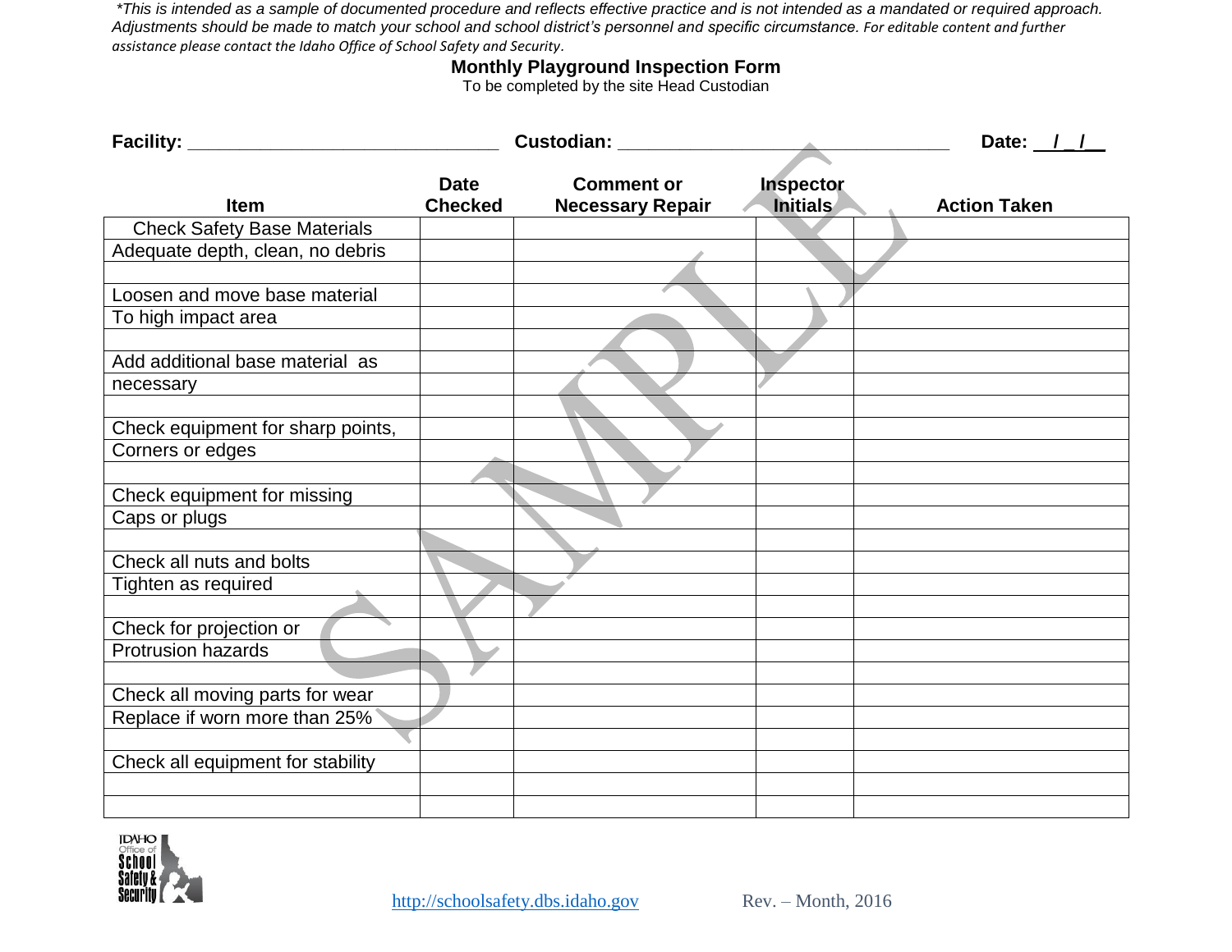*\*This is intended as a sample of documented procedure and reflects effective practice and is not intended as a mandated or required approach. Adjustments should be made to match your school and school district's personnel and specific circumstance. For editable content and further assistance please contact the Idaho Office of School Safety and Security.*

## Monthly Playground Inspection Form

To be completed by the site Head Custodian

**Facility:** ______________________________ **Custodian:** ________________________________ **Date:** __/_/__

| Item | Date Checked | Comment or Necessary Repair | Inspector Initials | Action Taken |
|---|---|---|---|---|
| Check Safety Base Materials | | | | |
| Adequate depth, clean, no debris | | | | |
| | | | | |
| Loosen and move base material | | | | |
| To high impact area | | | | |
| | | | | |
| Add additional base material as | | | | |
| necessary | | | | |
| | | | | |
| Check equipment for sharp points, | | | | |
| Corners or edges | | | | |
| | | | | |
| Check equipment for missing | | | | |
| Caps or plugs | | | | |
| | | | | |
| Check all nuts and bolts | | | | |
| Tighten as required | | | | |
| | | | | |
| Check for projection or | | | | |
| Protrusion hazards | | | | |
| | | | | |
| Check all moving parts for wear | | | | |
| Replace if worn more than 25% | | | | |
| | | | | |
| Check all equipment for stability | | | | |
| | | | | |
| | | | | |

http://schoolsafety.dbs.idaho.gov Rev. – Month, 2016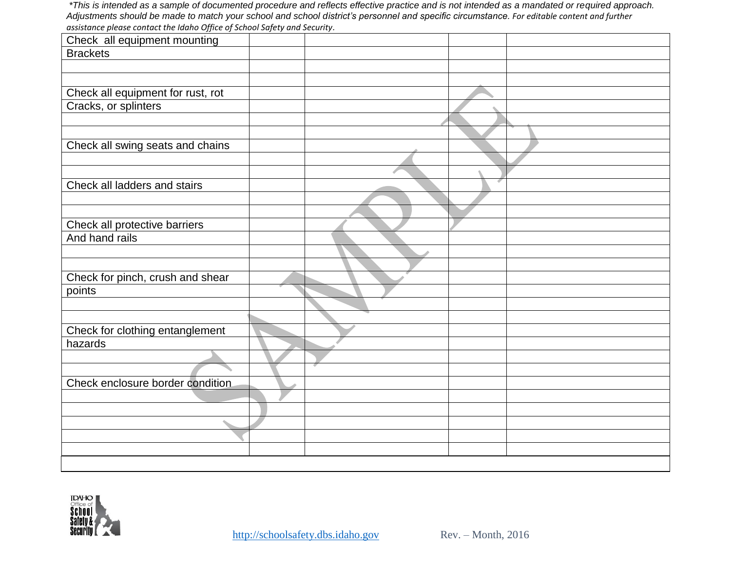*This is intended as a sample of documented procedure and reflects effective practice and is not intended as a mandated or required approach. Adjustments should be made to match your school and school district's personnel and specific circumstance. For editable content and further assistance please contact the Idaho Office of School Safety and Security.*

| | | | | |
|---|---|---|---|---|
| Check all equipment mounting | | | | |
| Brackets | | | | |
| | | | | |
| | | | | |
| Check all equipment for rust, rot | | | | |
| Cracks, or splinters | | | | |
| | | | | |
| | | | | |
| Check all swing seats and chains | | | | |
| | | | | |
| | | | | |
| Check all ladders and stairs | | | | |
| | | | | |
| | | | | |
| Check all protective barriers | | | | |
| And hand rails | | | | |
| | | | | |
| | | | | |
| Check for pinch, crush and shear | | | | |
| points | | | | |
| | | | | |
| | | | | |
| Check for clothing entanglement | | | | |
| hazards | | | | |
| | | | | |
| | | | | |
| Check enclosure border condition | | | | |
| | | | | |
| | | | | |
| | | | | |
| | | | | |
| | | | | |

SAMPLE

http://schoolsafety.dbs.idaho.gov Rev. – Month, 2016